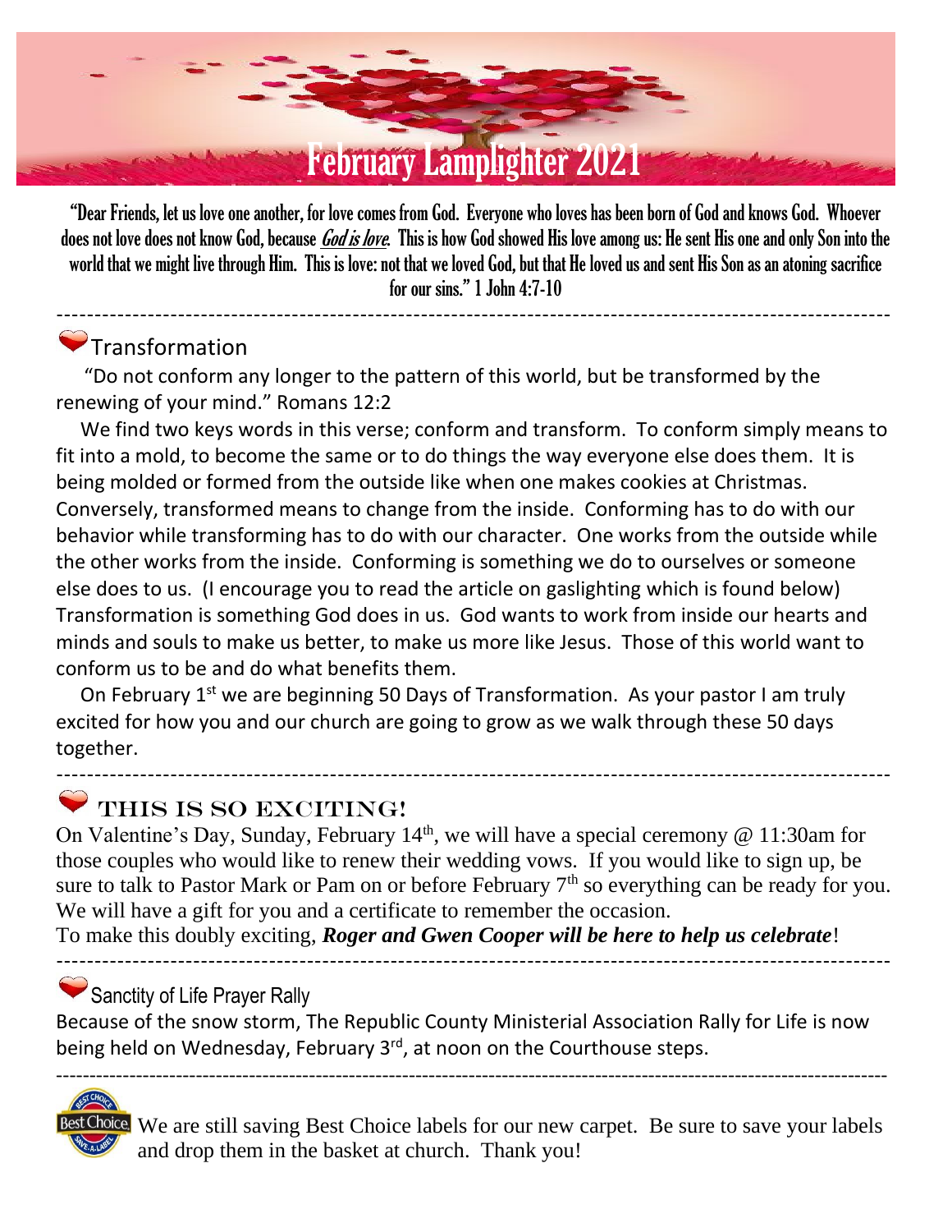# February Lamplighter 2021

"Dear Friends, let us love one another, for love comes from God. Everyone who loves has been born of God and knows God. Whoever does not love does not know God, because ***God is love***. This is how God showed His love among us: He sent His one and only Son into the world that we might live through Him. This is love: not that we loved God, but that He loved us and sent His Son as an atoning sacrifice for our sins." 1 John 4:7-10

---

## Transformation

"Do not conform any longer to the pattern of this world, but be transformed by the renewing of your mind." Romans 12:2

We find two keys words in this verse; conform and transform. To conform simply means to fit into a mold, to become the same or to do things the way everyone else does them. It is being molded or formed from the outside like when one makes cookies at Christmas. Conversely, transformed means to change from the inside. Conforming has to do with our behavior while transforming has to do with our character. One works from the outside while the other works from the inside. Conforming is something we do to ourselves or someone else does to us. (I encourage you to read the article on gaslighting which is found below) Transformation is something God does in us. God wants to work from inside our hearts and minds and souls to make us better, to make us more like Jesus. Those of this world want to conform us to be and do what benefits them.

On February 1st we are beginning 50 Days of Transformation. As your pastor I am truly excited for how you and our church are going to grow as we walk through these 50 days together.

---

## THIS IS SO EXCITING!

On Valentine's Day, Sunday, February 14th, we will have a special ceremony @ 11:30am for those couples who would like to renew their wedding vows. If you would like to sign up, be sure to talk to Pastor Mark or Pam on or before February 7th so everything can be ready for you. We will have a gift for you and a certificate to remember the occasion.

To make this doubly exciting, ***Roger and Gwen Cooper will be here to help us celebrate***!

---

## Sanctity of Life Prayer Rally

Because of the snow storm, The Republic County Ministerial Association Rally for Life is now being held on Wednesday, February 3rd, at noon on the Courthouse steps.

---

We are still saving Best Choice labels for our new carpet. Be sure to save your labels and drop them in the basket at church. Thank you!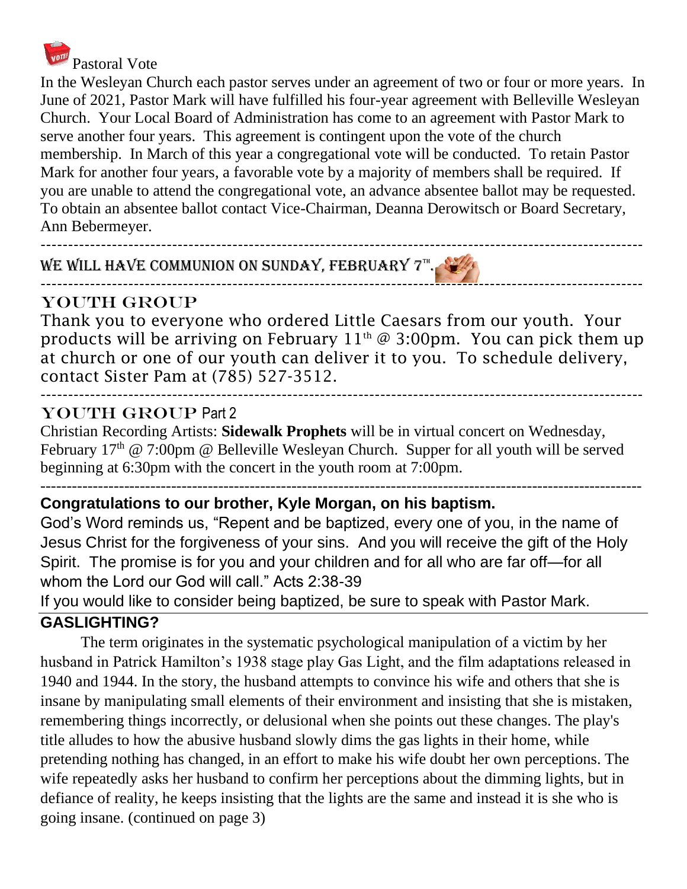## Pastoral Vote

In the Wesleyan Church each pastor serves under an agreement of two or four or more years. In June of 2021, Pastor Mark will have fulfilled his four-year agreement with Belleville Wesleyan Church. Your Local Board of Administration has come to an agreement with Pastor Mark to serve another four years. This agreement is contingent upon the vote of the church membership. In March of this year a congregational vote will be conducted. To retain Pastor Mark for another four years, a favorable vote by a majority of members shall be required. If you are unable to attend the congregational vote, an advance absentee ballot may be requested. To obtain an absentee ballot contact Vice-Chairman, Deanna Derowitsch or Board Secretary, Ann Bebermeyer.

---

**WE WILL HAVE COMMUNION ON SUNDAY, FEBRUARY 7TH.**

---

## YOUTH GROUP

Thank you to everyone who ordered Little Caesars from our youth. Your products will be arriving on February 11th @ 3:00pm. You can pick them up at church or one of our youth can deliver it to you. To schedule delivery, contact Sister Pam at (785) 527-3512.

---

## YOUTH GROUP Part 2

Christian Recording Artists: **Sidewalk Prophets** will be in virtual concert on Wednesday, February 17th @ 7:00pm @ Belleville Wesleyan Church. Supper for all youth will be served beginning at 6:30pm with the concert in the youth room at 7:00pm.

---

**Congratulations to our brother, Kyle Morgan, on his baptism.**

God's Word reminds us, "Repent and be baptized, every one of you, in the name of Jesus Christ for the forgiveness of your sins. And you will receive the gift of the Holy Spirit. The promise is for you and your children and for all who are far off—for all whom the Lord our God will call." Acts 2:38-39

If you would like to consider being baptized, be sure to speak with Pastor Mark.

---

**GASLIGHTING?**

The term originates in the systematic psychological manipulation of a victim by her husband in Patrick Hamilton's 1938 stage play Gas Light, and the film adaptations released in 1940 and 1944. In the story, the husband attempts to convince his wife and others that she is insane by manipulating small elements of their environment and insisting that she is mistaken, remembering things incorrectly, or delusional when she points out these changes. The play's title alludes to how the abusive husband slowly dims the gas lights in their home, while pretending nothing has changed, in an effort to make his wife doubt her own perceptions. The wife repeatedly asks her husband to confirm her perceptions about the dimming lights, but in defiance of reality, he keeps insisting that the lights are the same and instead it is she who is going insane. (continued on page 3)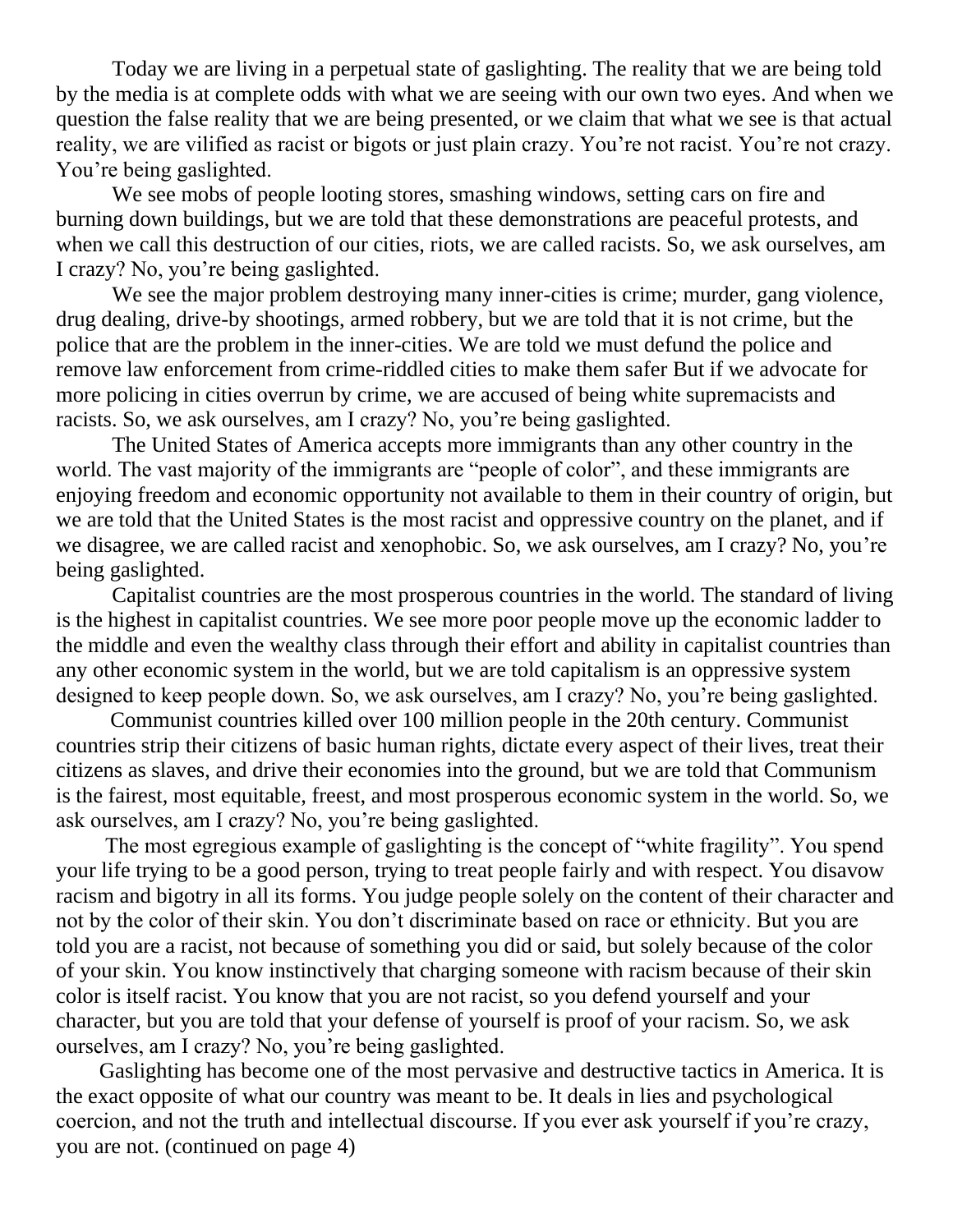Today we are living in a perpetual state of gaslighting. The reality that we are being told by the media is at complete odds with what we are seeing with our own two eyes. And when we question the false reality that we are being presented, or we claim that what we see is that actual reality, we are vilified as racist or bigots or just plain crazy. You're not racist. You're not crazy. You're being gaslighted.

We see mobs of people looting stores, smashing windows, setting cars on fire and burning down buildings, but we are told that these demonstrations are peaceful protests, and when we call this destruction of our cities, riots, we are called racists. So, we ask ourselves, am I crazy? No, you're being gaslighted.

We see the major problem destroying many inner-cities is crime; murder, gang violence, drug dealing, drive-by shootings, armed robbery, but we are told that it is not crime, but the police that are the problem in the inner-cities. We are told we must defund the police and remove law enforcement from crime-riddled cities to make them safer But if we advocate for more policing in cities overrun by crime, we are accused of being white supremacists and racists. So, we ask ourselves, am I crazy? No, you're being gaslighted.

The United States of America accepts more immigrants than any other country in the world. The vast majority of the immigrants are "people of color", and these immigrants are enjoying freedom and economic opportunity not available to them in their country of origin, but we are told that the United States is the most racist and oppressive country on the planet, and if we disagree, we are called racist and xenophobic. So, we ask ourselves, am I crazy? No, you're being gaslighted.

Capitalist countries are the most prosperous countries in the world. The standard of living is the highest in capitalist countries. We see more poor people move up the economic ladder to the middle and even the wealthy class through their effort and ability in capitalist countries than any other economic system in the world, but we are told capitalism is an oppressive system designed to keep people down. So, we ask ourselves, am I crazy? No, you're being gaslighted.

Communist countries killed over 100 million people in the 20th century. Communist countries strip their citizens of basic human rights, dictate every aspect of their lives, treat their citizens as slaves, and drive their economies into the ground, but we are told that Communism is the fairest, most equitable, freest, and most prosperous economic system in the world. So, we ask ourselves, am I crazy? No, you're being gaslighted.

The most egregious example of gaslighting is the concept of "white fragility". You spend your life trying to be a good person, trying to treat people fairly and with respect. You disavow racism and bigotry in all its forms. You judge people solely on the content of their character and not by the color of their skin. You don't discriminate based on race or ethnicity. But you are told you are a racist, not because of something you did or said, but solely because of the color of your skin. You know instinctively that charging someone with racism because of their skin color is itself racist. You know that you are not racist, so you defend yourself and your character, but you are told that your defense of yourself is proof of your racism. So, we ask ourselves, am I crazy? No, you're being gaslighted.

Gaslighting has become one of the most pervasive and destructive tactics in America. It is the exact opposite of what our country was meant to be. It deals in lies and psychological coercion, and not the truth and intellectual discourse. If you ever ask yourself if you're crazy, you are not. (continued on page 4)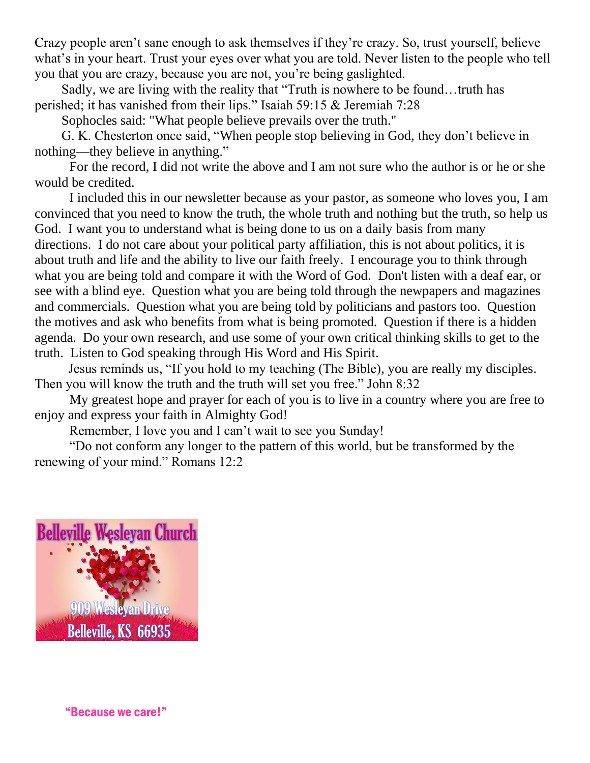Crazy people aren't sane enough to ask themselves if they're crazy. So, trust yourself, believe what's in your heart. Trust your eyes over what you are told. Never listen to the people who tell you that you are crazy, because you are not, you're being gaslighted.

Sadly, we are living with the reality that "Truth is nowhere to be found…truth has perished; it has vanished from their lips." Isaiah 59:15 & Jeremiah 7:28

Sophocles said: "What people believe prevails over the truth."

G. K. Chesterton once said, "When people stop believing in God, they don't believe in nothing—they believe in anything."

For the record, I did not write the above and I am not sure who the author is or he or she would be credited.

I included this in our newsletter because as your pastor, as someone who loves you, I am convinced that you need to know the truth, the whole truth and nothing but the truth, so help us God. I want you to understand what is being done to us on a daily basis from many directions. I do not care about your political party affiliation, this is not about politics, it is about truth and life and the ability to live our faith freely. I encourage you to think through what you are being told and compare it with the Word of God. Don't listen with a deaf ear, or see with a blind eye. Question what you are being told through the newpapers and magazines and commercials. Question what you are being told by politicians and pastors too. Question the motives and ask who benefits from what is being promoted. Question if there is a hidden agenda. Do your own research, and use some of your own critical thinking skills to get to the truth. Listen to God speaking through His Word and His Spirit.

Jesus reminds us, "If you hold to my teaching (The Bible), you are really my disciples. Then you will know the truth and the truth will set you free." John 8:32

My greatest hope and prayer for each of you is to live in a country where you are free to enjoy and express your faith in Almighty God!

Remember, I love you and I can't wait to see you Sunday!

"Do not conform any longer to the pattern of this world, but be transformed by the renewing of your mind." Romans 12:2

**Belleville Wesleyan Church**

909 Wesleyan Drive
Belleville, KS 66935

"Because we care!"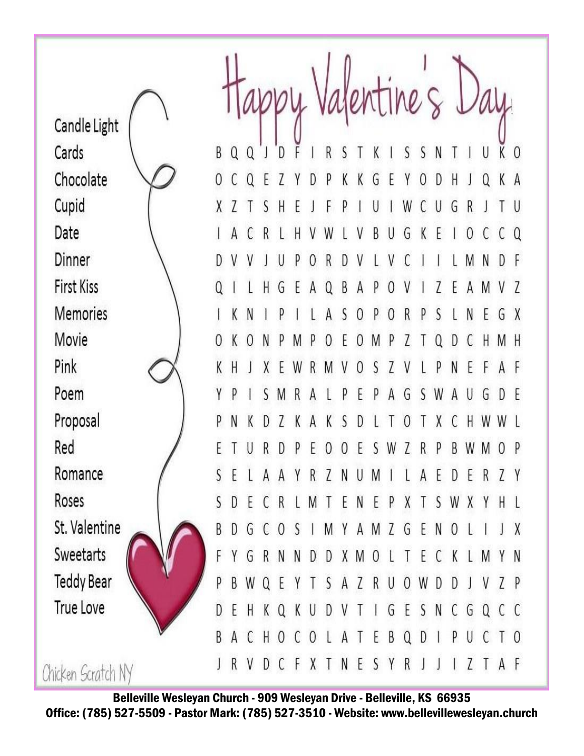# Happy Valentine's Day

- Candle Light
- Cards
- Chocolate
- Cupid
- Date
- Dinner
- First Kiss
- Memories
- Movie
- Pink
- Poem
- Proposal
- Red
- Romance
- Roses
- St. Valentine
- Sweetarts
- Teddy Bear
- True Love

```
B Q Q J D F I R S T K I S S N T I U K O
O C Q E Z Y D P K K G E Y O D H J Q K A
X Z T S H E J F P I U I W C U G R J T U
I A C R L H V W L V B U G K E I O C C Q
D V V J U P O R D V L V C I I L M N D F
Q I L H G E A Q B A P O V I Z E A M V Z
I K N I P I L A S O P O R P S L N E G X
O K O N P M P O E O M P Z T Q D C H M H
K H J X E W R M V O S Z V L P N E F A F
Y P I S M R A L P E P A G S W A U G D E
P N K D Z K A K S D L T O T X C H W W L
E T U R D P E O O E S W Z R P B W M O P
S E L A A Y R Z N U M I L A E D E R Z Y
S D E C R L M T E N E P X T S W X Y H L
B D G C O S I M Y A M Z G E N O L I J X
F Y G R N N D D X M O L T E C K L M Y N
P B W Q E Y T S A Z R U O W D D J V Z P
D E H K Q K U D V T I G E S N C G Q C C
B A C H O C O L A T E B Q D I P U C T O
J R V D C F X T N E S Y R J J I Z T A F
```

Chicken Scratch NY

**Belleville Wesleyan Church - 909 Wesleyan Drive - Belleville, KS 66935**
**Office: (785) 527-5509 - Pastor Mark: (785) 527-3510 - Website: www.bellevillewesleyan.church**